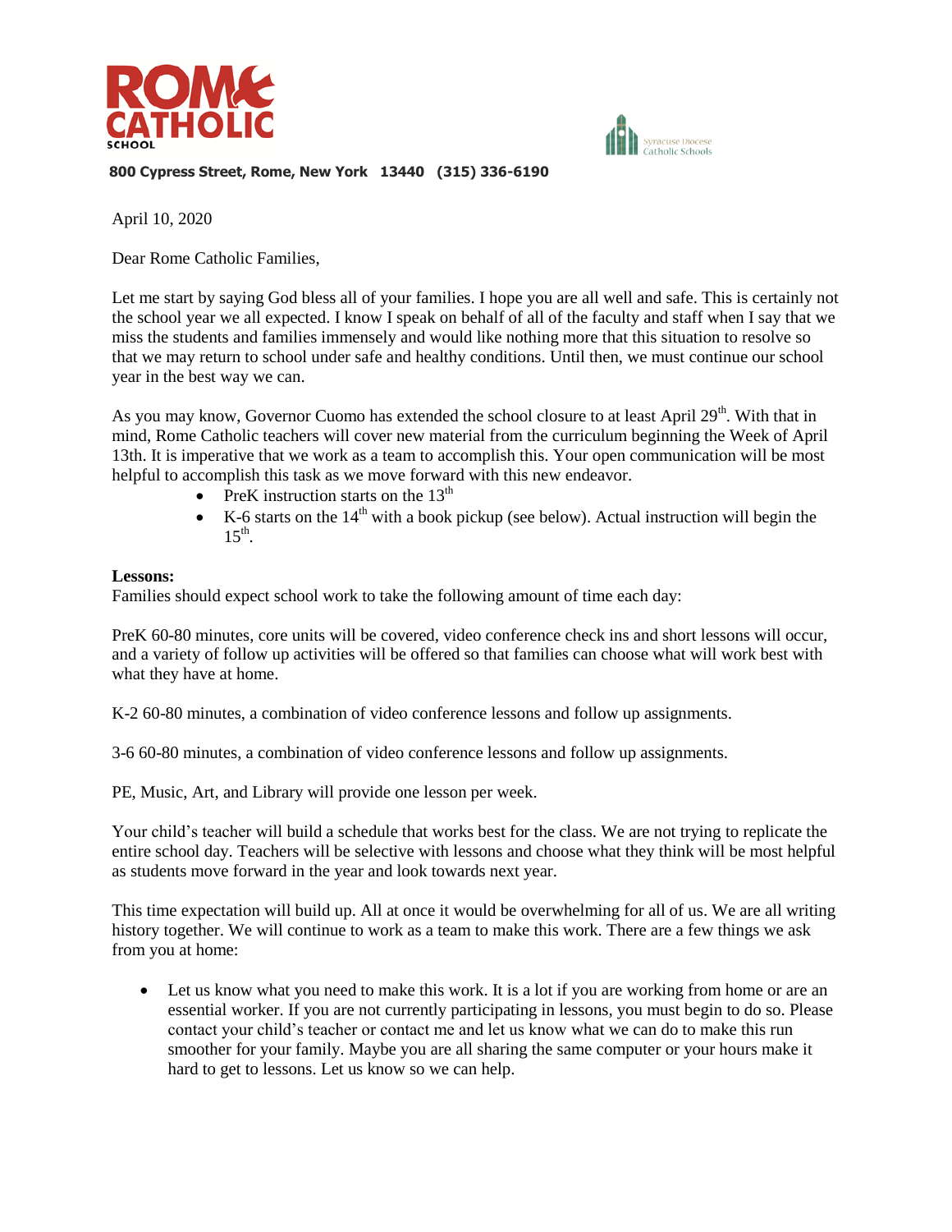**ROME CATHOLIC SCHOOL**

Syracuse Diocese Catholic Schools

**800 Cypress Street, Rome, New York 13440 (315) 336-6190**

April 10, 2020

Dear Rome Catholic Families,

Let me start by saying God bless all of your families. I hope you are all well and safe. This is certainly not the school year we all expected. I know I speak on behalf of all of the faculty and staff when I say that we miss the students and families immensely and would like nothing more that this situation to resolve so that we may return to school under safe and healthy conditions. Until then, we must continue our school year in the best way we can.

As you may know, Governor Cuomo has extended the school closure to at least April 29th. With that in mind, Rome Catholic teachers will cover new material from the curriculum beginning the Week of April 13th. It is imperative that we work as a team to accomplish this. Your open communication will be most helpful to accomplish this task as we move forward with this new endeavor.

- PreK instruction starts on the 13th
- K-6 starts on the 14th with a book pickup (see below). Actual instruction will begin the 15th.

**Lessons:**

Families should expect school work to take the following amount of time each day:

PreK 60-80 minutes, core units will be covered, video conference check ins and short lessons will occur, and a variety of follow up activities will be offered so that families can choose what will work best with what they have at home.

K-2 60-80 minutes, a combination of video conference lessons and follow up assignments.

3-6 60-80 minutes, a combination of video conference lessons and follow up assignments.

PE, Music, Art, and Library will provide one lesson per week.

Your child's teacher will build a schedule that works best for the class. We are not trying to replicate the entire school day. Teachers will be selective with lessons and choose what they think will be most helpful as students move forward in the year and look towards next year.

This time expectation will build up. All at once it would be overwhelming for all of us. We are all writing history together. We will continue to work as a team to make this work. There are a few things we ask from you at home:

- Let us know what you need to make this work. It is a lot if you are working from home or are an essential worker. If you are not currently participating in lessons, you must begin to do so. Please contact your child's teacher or contact me and let us know what we can do to make this run smoother for your family. Maybe you are all sharing the same computer or your hours make it hard to get to lessons. Let us know so we can help.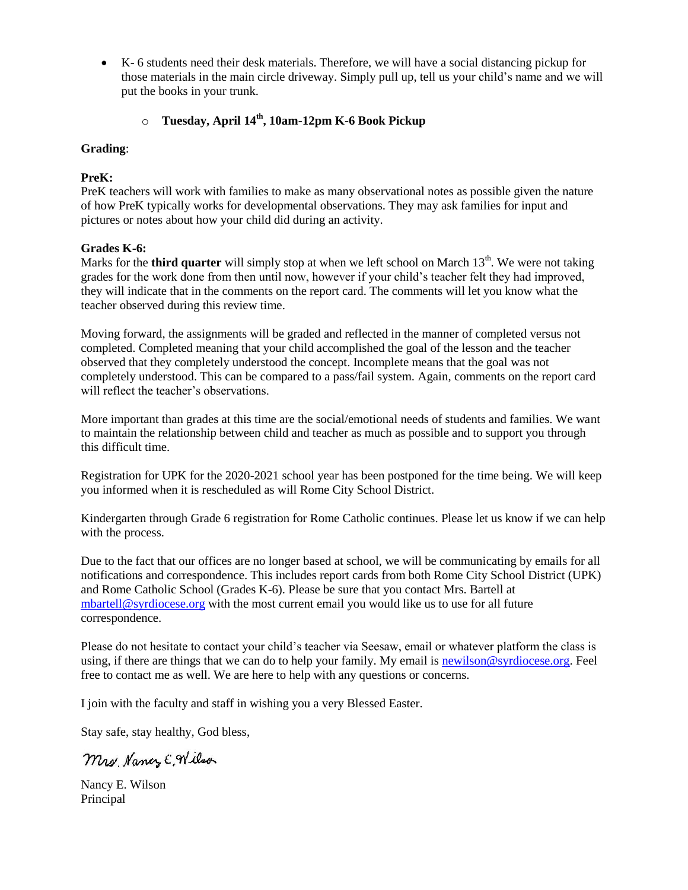- K- 6 students need their desk materials. Therefore, we will have a social distancing pickup for those materials in the main circle driveway. Simply pull up, tell us your child's name and we will put the books in your trunk.
    - **Tuesday, April 14th, 10am-12pm K-6 Book Pickup**

**Grading**:

**PreK:**
PreK teachers will work with families to make as many observational notes as possible given the nature of how PreK typically works for developmental observations. They may ask families for input and pictures or notes about how your child did during an activity.

**Grades K-6:**
Marks for the **third quarter** will simply stop at when we left school on March 13th. We were not taking grades for the work done from then until now, however if your child's teacher felt they had improved, they will indicate that in the comments on the report card. The comments will let you know what the teacher observed during this review time.

Moving forward, the assignments will be graded and reflected in the manner of completed versus not completed. Completed meaning that your child accomplished the goal of the lesson and the teacher observed that they completely understood the concept. Incomplete means that the goal was not completely understood. This can be compared to a pass/fail system. Again, comments on the report card will reflect the teacher's observations.

More important than grades at this time are the social/emotional needs of students and families. We want to maintain the relationship between child and teacher as much as possible and to support you through this difficult time.

Registration for UPK for the 2020-2021 school year has been postponed for the time being. We will keep you informed when it is rescheduled as will Rome City School District.

Kindergarten through Grade 6 registration for Rome Catholic continues. Please let us know if we can help with the process.

Due to the fact that our offices are no longer based at school, we will be communicating by emails for all notifications and correspondence. This includes report cards from both Rome City School District (UPK) and Rome Catholic School (Grades K-6). Please be sure that you contact Mrs. Bartell at mbartell@syrdiocese.org with the most current email you would like us to use for all future correspondence.

Please do not hesitate to contact your child's teacher via Seesaw, email or whatever platform the class is using, if there are things that we can do to help your family. My email is newilson@syrdiocese.org. Feel free to contact me as well. We are here to help with any questions or concerns.

I join with the faculty and staff in wishing you a very Blessed Easter.

Stay safe, stay healthy, God bless,

*Mrs. Nancy E. Wilson*

Nancy E. Wilson
Principal